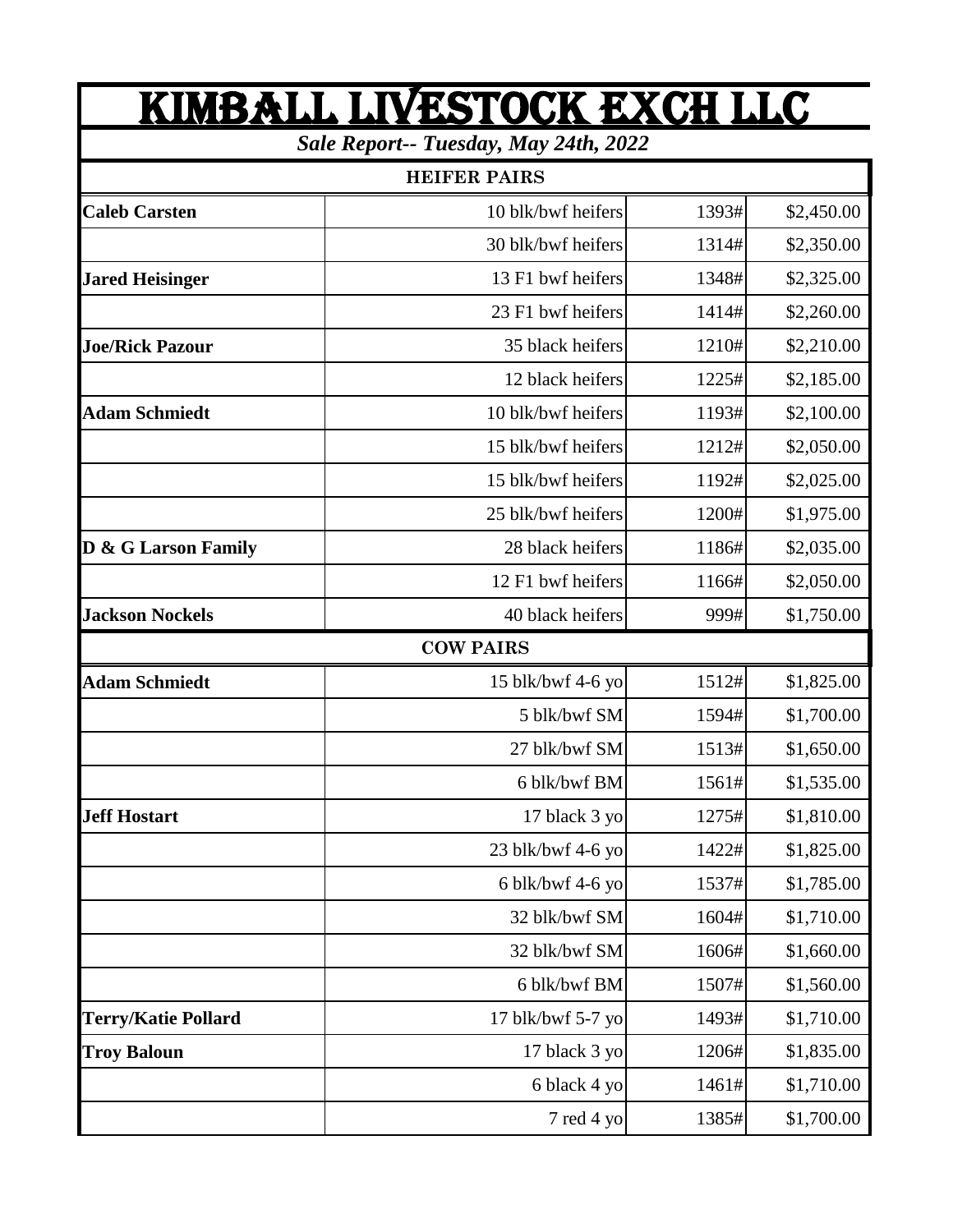# KIMBALL LIVESTOCK EXCH LLC

*Sale Report-- Tuesday, May 24th, 2022*

| HEIFER PAIRS | | | |
|---|---|---|---|
| **Caleb Carsten** | 10 blk/bwf heifers | 1393# | $2,450.00 |
| | 30 blk/bwf heifers | 1314# | $2,350.00 |
| **Jared Heisinger** | 13 F1 bwf heifers | 1348# | $2,325.00 |
| | 23 F1 bwf heifers | 1414# | $2,260.00 |
| **Joe/Rick Pazour** | 35 black heifers | 1210# | $2,210.00 |
| | 12 black heifers | 1225# | $2,185.00 |
| **Adam Schmiedt** | 10 blk/bwf heifers | 1193# | $2,100.00 |
| | 15 blk/bwf heifers | 1212# | $2,050.00 |
| | 15 blk/bwf heifers | 1192# | $2,025.00 |
| | 25 blk/bwf heifers | 1200# | $1,975.00 |
| **D & G Larson Family** | 28 black heifers | 1186# | $2,035.00 |
| | 12 F1 bwf heifers | 1166# | $2,050.00 |
| **Jackson Nockels** | 40 black heifers | 999# | $1,750.00 |
| **COW PAIRS** | | | |
| **Adam Schmiedt** | 15 blk/bwf 4-6 yo | 1512# | $1,825.00 |
| | 5 blk/bwf SM | 1594# | $1,700.00 |
| | 27 blk/bwf SM | 1513# | $1,650.00 |
| | 6 blk/bwf BM | 1561# | $1,535.00 |
| **Jeff Hostart** | 17 black 3 yo | 1275# | $1,810.00 |
| | 23 blk/bwf 4-6 yo | 1422# | $1,825.00 |
| | 6 blk/bwf 4-6 yo | 1537# | $1,785.00 |
| | 32 blk/bwf SM | 1604# | $1,710.00 |
| | 32 blk/bwf SM | 1606# | $1,660.00 |
| | 6 blk/bwf BM | 1507# | $1,560.00 |
| **Terry/Katie Pollard** | 17 blk/bwf 5-7 yo | 1493# | $1,710.00 |
| **Troy Baloun** | 17 black 3 yo | 1206# | $1,835.00 |
| | 6 black 4 yo | 1461# | $1,710.00 |
| | 7 red 4 yo | 1385# | $1,700.00 |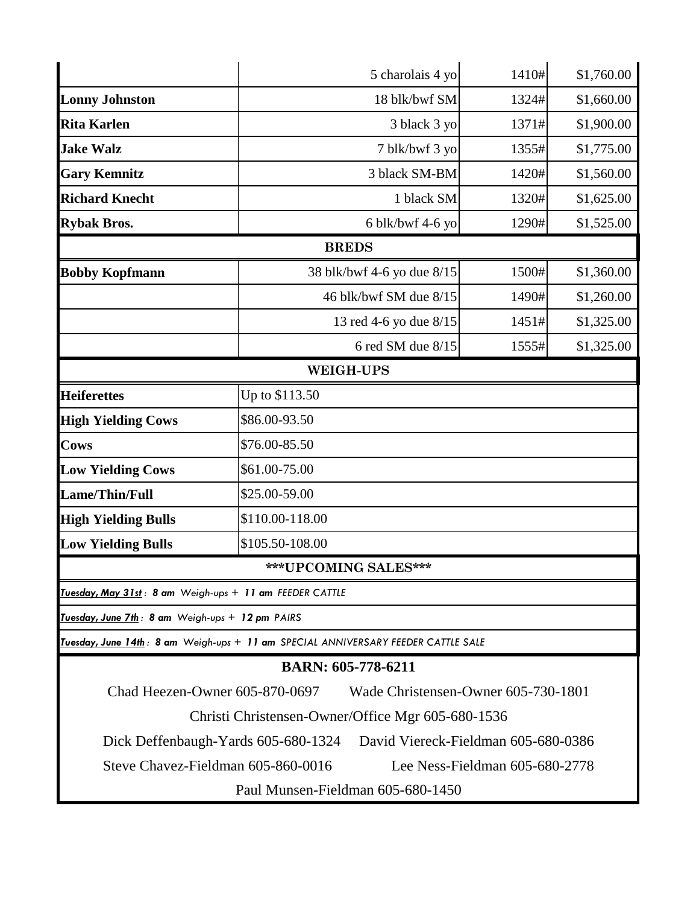| | | | |
|---|---|---|---|
| | 5 charolais 4 yo | 1410# | $1,760.00 |
| **Lonny Johnston** | 18 blk/bwf SM | 1324# | $1,660.00 |
| **Rita Karlen** | 3 black 3 yo | 1371# | $1,900.00 |
| **Jake Walz** | 7 blk/bwf 3 yo | 1355# | $1,775.00 |
| **Gary Kemnitz** | 3 black SM-BM | 1420# | $1,560.00 |
| **Richard Knecht** | 1 black SM | 1320# | $1,625.00 |
| **Rybak Bros.** | 6 blk/bwf 4-6 yo | 1290# | $1,525.00 |
| **BREDS** | | | |
| **Bobby Kopfmann** | 38 blk/bwf 4-6 yo due 8/15 | 1500# | $1,360.00 |
| | 46 blk/bwf SM due 8/15 | 1490# | $1,260.00 |
| | 13 red 4-6 yo due 8/15 | 1451# | $1,325.00 |
| | 6 red SM due 8/15 | 1555# | $1,325.00 |

## WEIGH-UPS

| | |
|---|---|
| **Heiferettes** | Up to $113.50 |
| **High Yielding Cows** | $86.00-93.50 |
| **Cows** | $76.00-85.50 |
| **Low Yielding Cows** | $61.00-75.00 |
| **Lame/Thin/Full** | $25.00-59.00 |
| **High Yielding Bulls** | $110.00-118.00 |
| **Low Yielding Bulls** | $105.50-108.00 |

## ***UPCOMING SALES***

*__Tuesday, May 31st__: **8 am** Weigh-ups + **11 am** FEEDER CATTLE*

*__Tuesday, June 7th__: **8 am** Weigh-ups + **12 pm** PAIRS*

*__Tuesday, June 14th__: **8 am** Weigh-ups + **11 am** SPECIAL ANNIVERSARY FEEDER CATTLE SALE*

**BARN: 605-778-6211**

Chad Heezen-Owner 605-870-0697 Wade Christensen-Owner 605-730-1801

Christi Christensen-Owner/Office Mgr 605-680-1536

Dick Deffenbaugh-Yards 605-680-1324 David Viereck-Fieldman 605-680-0386

Steve Chavez-Fieldman 605-860-0016 Lee Ness-Fieldman 605-680-2778

Paul Munsen-Fieldman 605-680-1450